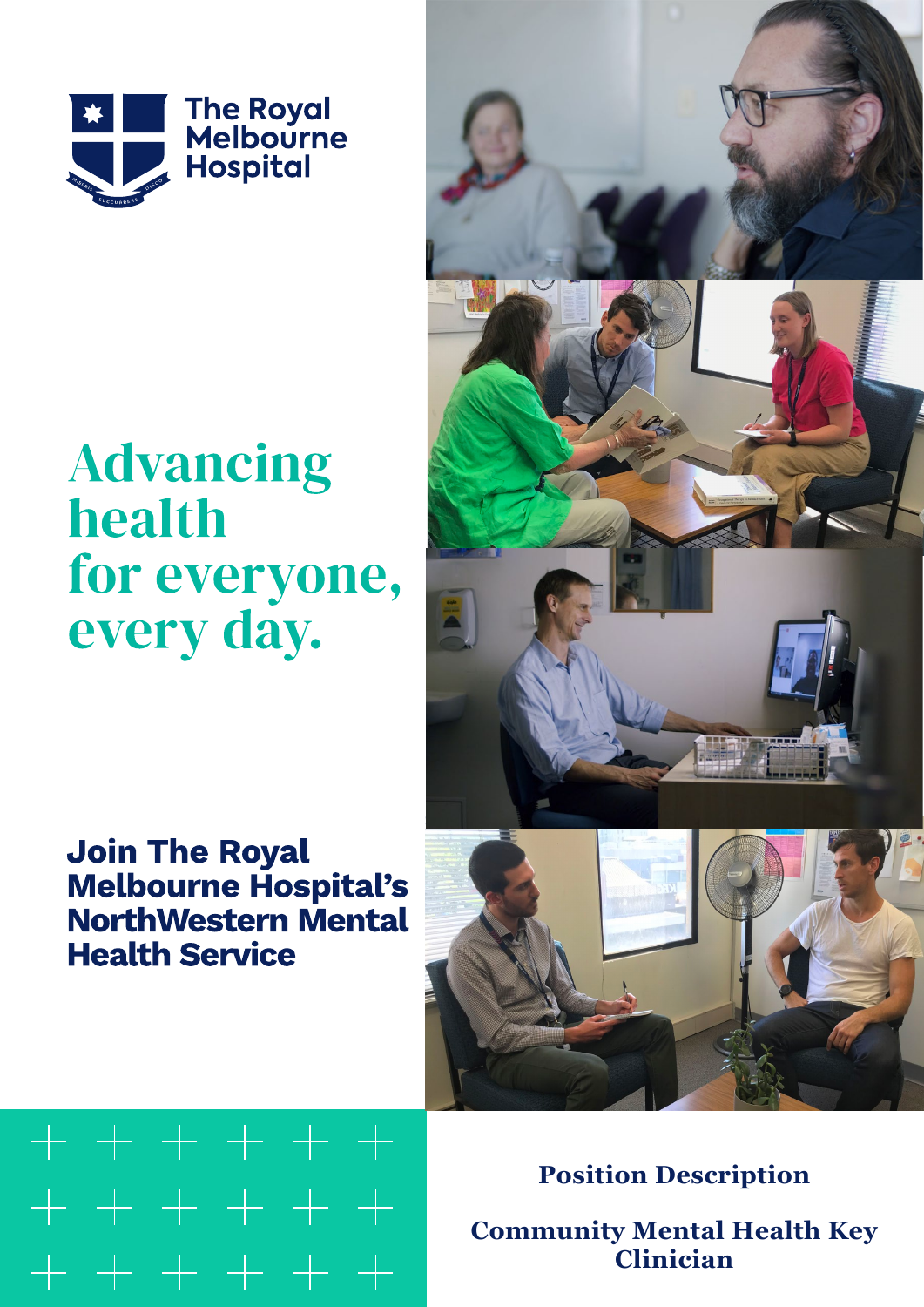The Royal Melbourne Hospital

# Advancing health for everyone, every day.

## Join The Royal Melbourne Hospital's NorthWestern Mental Health Service

**Position Description**

**Community Mental Health Key Clinician**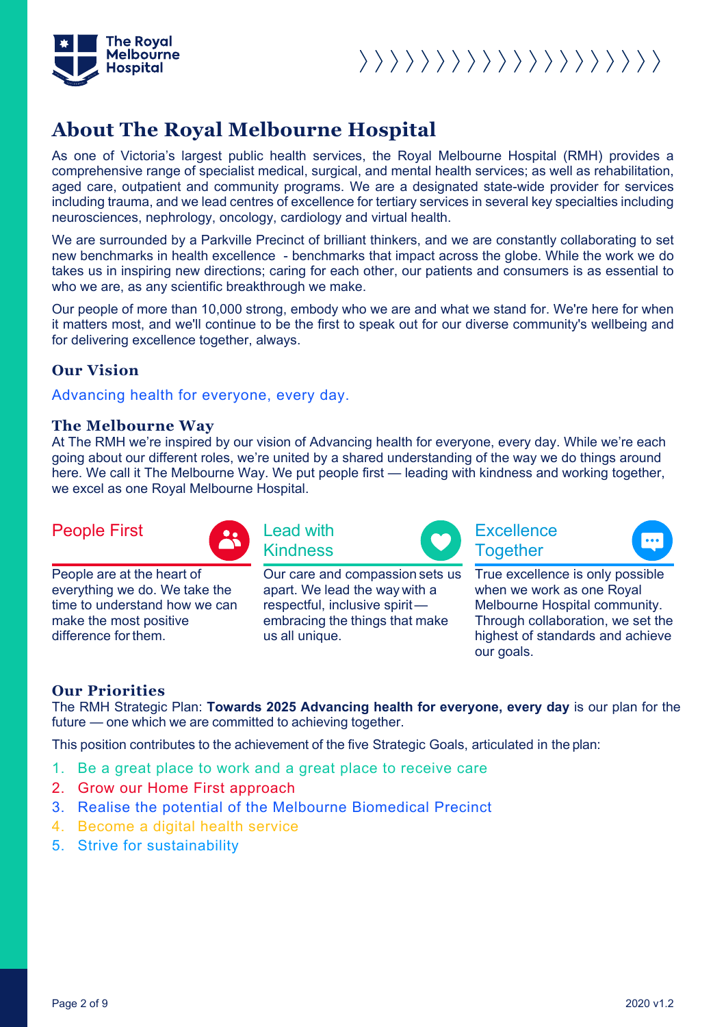# About The Royal Melbourne Hospital

As one of Victoria's largest public health services, the Royal Melbourne Hospital (RMH) provides a comprehensive range of specialist medical, surgical, and mental health services; as well as rehabilitation, aged care, outpatient and community programs. We are a designated state-wide provider for services including trauma, and we lead centres of excellence for tertiary services in several key specialties including neurosciences, nephrology, oncology, cardiology and virtual health.

We are surrounded by a Parkville Precinct of brilliant thinkers, and we are constantly collaborating to set new benchmarks in health excellence - benchmarks that impact across the globe. While the work we do takes us in inspiring new directions; caring for each other, our patients and consumers is as essential to who we are, as any scientific breakthrough we make.

Our people of more than 10,000 strong, embody who we are and what we stand for. We're here for when it matters most, and we'll continue to be the first to speak out for our diverse community's wellbeing and for delivering excellence together, always.

## Our Vision

Advancing health for everyone, every day.

## The Melbourne Way

At The RMH we're inspired by our vision of Advancing health for everyone, every day. While we're each going about our different roles, we're united by a shared understanding of the way we do things around here. We call it The Melbourne Way. We put people first — leading with kindness and working together, we excel as one Royal Melbourne Hospital.

### People First

People are at the heart of everything we do. We take the time to understand how we can make the most positive difference for them.

### Lead with Kindness

Our care and compassion sets us apart. We lead the way with a respectful, inclusive spirit — embracing the things that make us all unique.

### Excellence Together

True excellence is only possible when we work as one Royal Melbourne Hospital community. Through collaboration, we set the highest of standards and achieve our goals.

## Our Priorities

The RMH Strategic Plan: **Towards 2025 Advancing health for everyone, every day** is our plan for the future — one which we are committed to achieving together.

This position contributes to the achievement of the five Strategic Goals, articulated in the plan:

1. Be a great place to work and a great place to receive care
2. Grow our Home First approach
3. Realise the potential of the Melbourne Biomedical Precinct
4. Become a digital health service
5. Strive for sustainability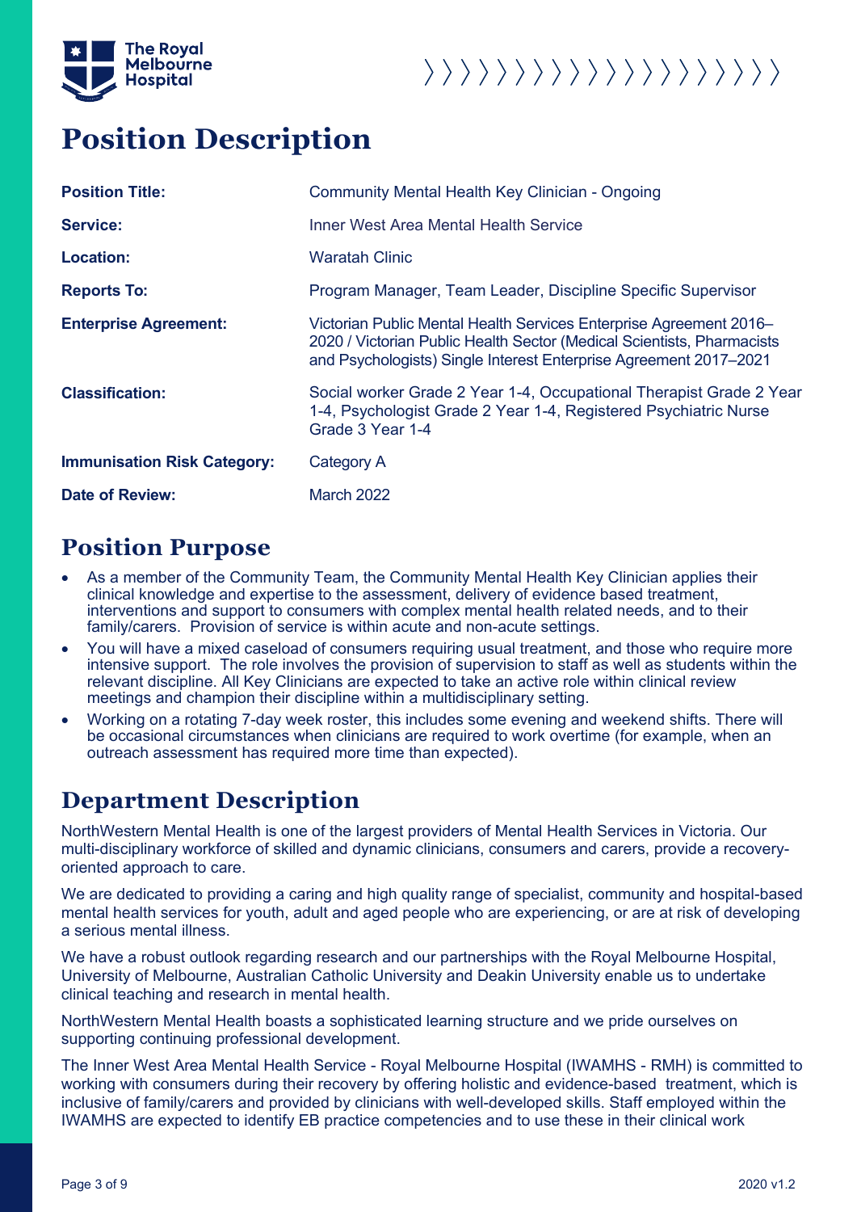# Position Description

| | |
|---|---|
| **Position Title:** | Community Mental Health Key Clinician - Ongoing |
| **Service:** | Inner West Area Mental Health Service |
| **Location:** | Waratah Clinic |
| **Reports To:** | Program Manager, Team Leader, Discipline Specific Supervisor |
| **Enterprise Agreement:** | Victorian Public Mental Health Services Enterprise Agreement 2016–2020 / Victorian Public Health Sector (Medical Scientists, Pharmacists and Psychologists) Single Interest Enterprise Agreement 2017–2021 |
| **Classification:** | Social worker Grade 2 Year 1-4, Occupational Therapist Grade 2 Year 1-4, Psychologist Grade 2 Year 1-4, Registered Psychiatric Nurse Grade 3 Year 1-4 |
| **Immunisation Risk Category:** | Category A |
| **Date of Review:** | March 2022 |

## Position Purpose

- As a member of the Community Team, the Community Mental Health Key Clinician applies their clinical knowledge and expertise to the assessment, delivery of evidence based treatment, interventions and support to consumers with complex mental health related needs, and to their family/carers. Provision of service is within acute and non-acute settings.
- You will have a mixed caseload of consumers requiring usual treatment, and those who require more intensive support. The role involves the provision of supervision to staff as well as students within the relevant discipline. All Key Clinicians are expected to take an active role within clinical review meetings and champion their discipline within a multidisciplinary setting.
- Working on a rotating 7-day week roster, this includes some evening and weekend shifts. There will be occasional circumstances when clinicians are required to work overtime (for example, when an outreach assessment has required more time than expected).

## Department Description

NorthWestern Mental Health is one of the largest providers of Mental Health Services in Victoria. Our multi-disciplinary workforce of skilled and dynamic clinicians, consumers and carers, provide a recovery-oriented approach to care.

We are dedicated to providing a caring and high quality range of specialist, community and hospital-based mental health services for youth, adult and aged people who are experiencing, or are at risk of developing a serious mental illness.

We have a robust outlook regarding research and our partnerships with the Royal Melbourne Hospital, University of Melbourne, Australian Catholic University and Deakin University enable us to undertake clinical teaching and research in mental health.

NorthWestern Mental Health boasts a sophisticated learning structure and we pride ourselves on supporting continuing professional development.

The Inner West Area Mental Health Service - Royal Melbourne Hospital (IWAMHS - RMH) is committed to working with consumers during their recovery by offering holistic and evidence-based treatment, which is inclusive of family/carers and provided by clinicians with well-developed skills. Staff employed within the IWAMHS are expected to identify EB practice competencies and to use these in their clinical work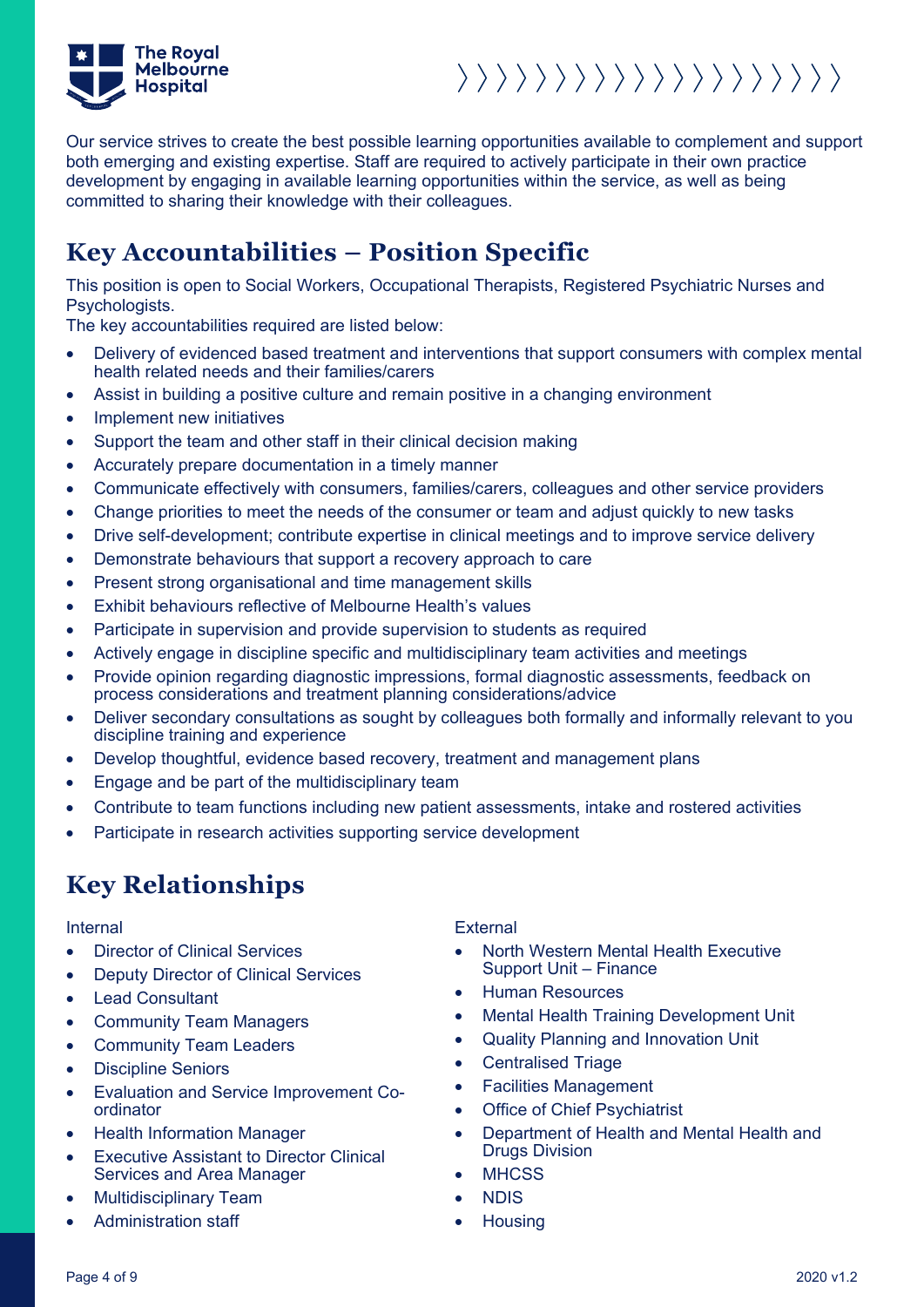Our service strives to create the best possible learning opportunities available to complement and support both emerging and existing expertise. Staff are required to actively participate in their own practice development by engaging in available learning opportunities within the service, as well as being committed to sharing their knowledge with their colleagues.

## Key Accountabilities – Position Specific

This position is open to Social Workers, Occupational Therapists, Registered Psychiatric Nurses and Psychologists.

The key accountabilities required are listed below:

- Delivery of evidenced based treatment and interventions that support consumers with complex mental health related needs and their families/carers
- Assist in building a positive culture and remain positive in a changing environment
- Implement new initiatives
- Support the team and other staff in their clinical decision making
- Accurately prepare documentation in a timely manner
- Communicate effectively with consumers, families/carers, colleagues and other service providers
- Change priorities to meet the needs of the consumer or team and adjust quickly to new tasks
- Drive self-development; contribute expertise in clinical meetings and to improve service delivery
- Demonstrate behaviours that support a recovery approach to care
- Present strong organisational and time management skills
- Exhibit behaviours reflective of Melbourne Health's values
- Participate in supervision and provide supervision to students as required
- Actively engage in discipline specific and multidisciplinary team activities and meetings
- Provide opinion regarding diagnostic impressions, formal diagnostic assessments, feedback on process considerations and treatment planning considerations/advice
- Deliver secondary consultations as sought by colleagues both formally and informally relevant to you discipline training and experience
- Develop thoughtful, evidence based recovery, treatment and management plans
- Engage and be part of the multidisciplinary team
- Contribute to team functions including new patient assessments, intake and rostered activities
- Participate in research activities supporting service development

## Key Relationships

Internal

- Director of Clinical Services
- Deputy Director of Clinical Services
- Lead Consultant
- Community Team Managers
- Community Team Leaders
- Discipline Seniors
- Evaluation and Service Improvement Co-ordinator
- Health Information Manager
- Executive Assistant to Director Clinical Services and Area Manager
- Multidisciplinary Team
- Administration staff

External

- North Western Mental Health Executive Support Unit – Finance
- Human Resources
- Mental Health Training Development Unit
- Quality Planning and Innovation Unit
- Centralised Triage
- Facilities Management
- Office of Chief Psychiatrist
- Department of Health and Mental Health and Drugs Division
- MHCSS
- NDIS
- Housing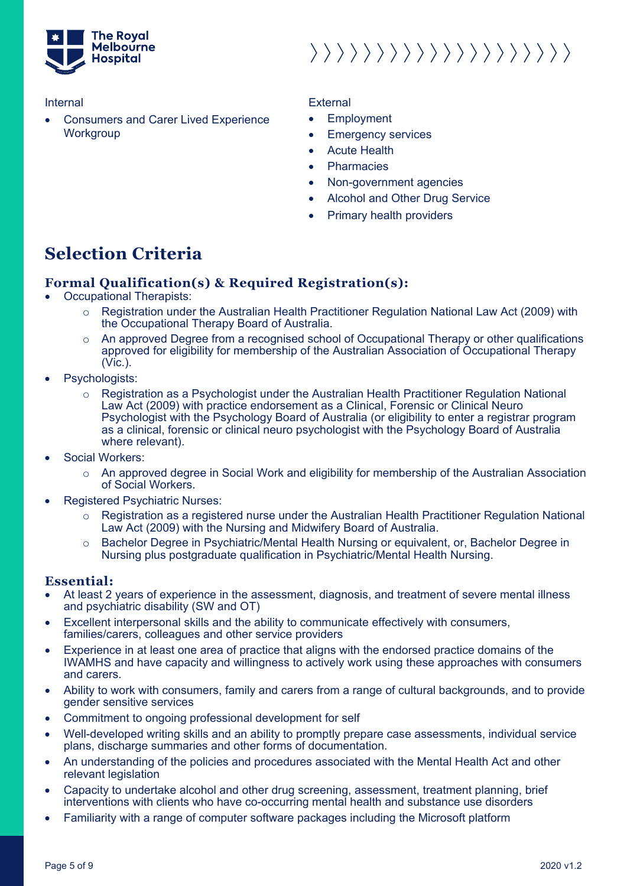Internal

- Consumers and Carer Lived Experience Workgroup

External

- Employment
- Emergency services
- Acute Health
- Pharmacies
- Non-government agencies
- Alcohol and Other Drug Service
- Primary health providers

# Selection Criteria

## Formal Qualification(s) & Required Registration(s):

- Occupational Therapists:
    - Registration under the Australian Health Practitioner Regulation National Law Act (2009) with the Occupational Therapy Board of Australia.
    - An approved Degree from a recognised school of Occupational Therapy or other qualifications approved for eligibility for membership of the Australian Association of Occupational Therapy (Vic.).
- Psychologists:
    - Registration as a Psychologist under the Australian Health Practitioner Regulation National Law Act (2009) with practice endorsement as a Clinical, Forensic or Clinical Neuro Psychologist with the Psychology Board of Australia (or eligibility to enter a registrar program as a clinical, forensic or clinical neuro psychologist with the Psychology Board of Australia where relevant).
- Social Workers:
    - An approved degree in Social Work and eligibility for membership of the Australian Association of Social Workers.
- Registered Psychiatric Nurses:
    - Registration as a registered nurse under the Australian Health Practitioner Regulation National Law Act (2009) with the Nursing and Midwifery Board of Australia.
    - Bachelor Degree in Psychiatric/Mental Health Nursing or equivalent, or, Bachelor Degree in Nursing plus postgraduate qualification in Psychiatric/Mental Health Nursing.

## Essential:

- At least 2 years of experience in the assessment, diagnosis, and treatment of severe mental illness and psychiatric disability (SW and OT)
- Excellent interpersonal skills and the ability to communicate effectively with consumers, families/carers, colleagues and other service providers
- Experience in at least one area of practice that aligns with the endorsed practice domains of the IWAMHS and have capacity and willingness to actively work using these approaches with consumers and carers.
- Ability to work with consumers, family and carers from a range of cultural backgrounds, and to provide gender sensitive services
- Commitment to ongoing professional development for self
- Well-developed writing skills and an ability to promptly prepare case assessments, individual service plans, discharge summaries and other forms of documentation.
- An understanding of the policies and procedures associated with the Mental Health Act and other relevant legislation
- Capacity to undertake alcohol and other drug screening, assessment, treatment planning, brief interventions with clients who have co-occurring mental health and substance use disorders
- Familiarity with a range of computer software packages including the Microsoft platform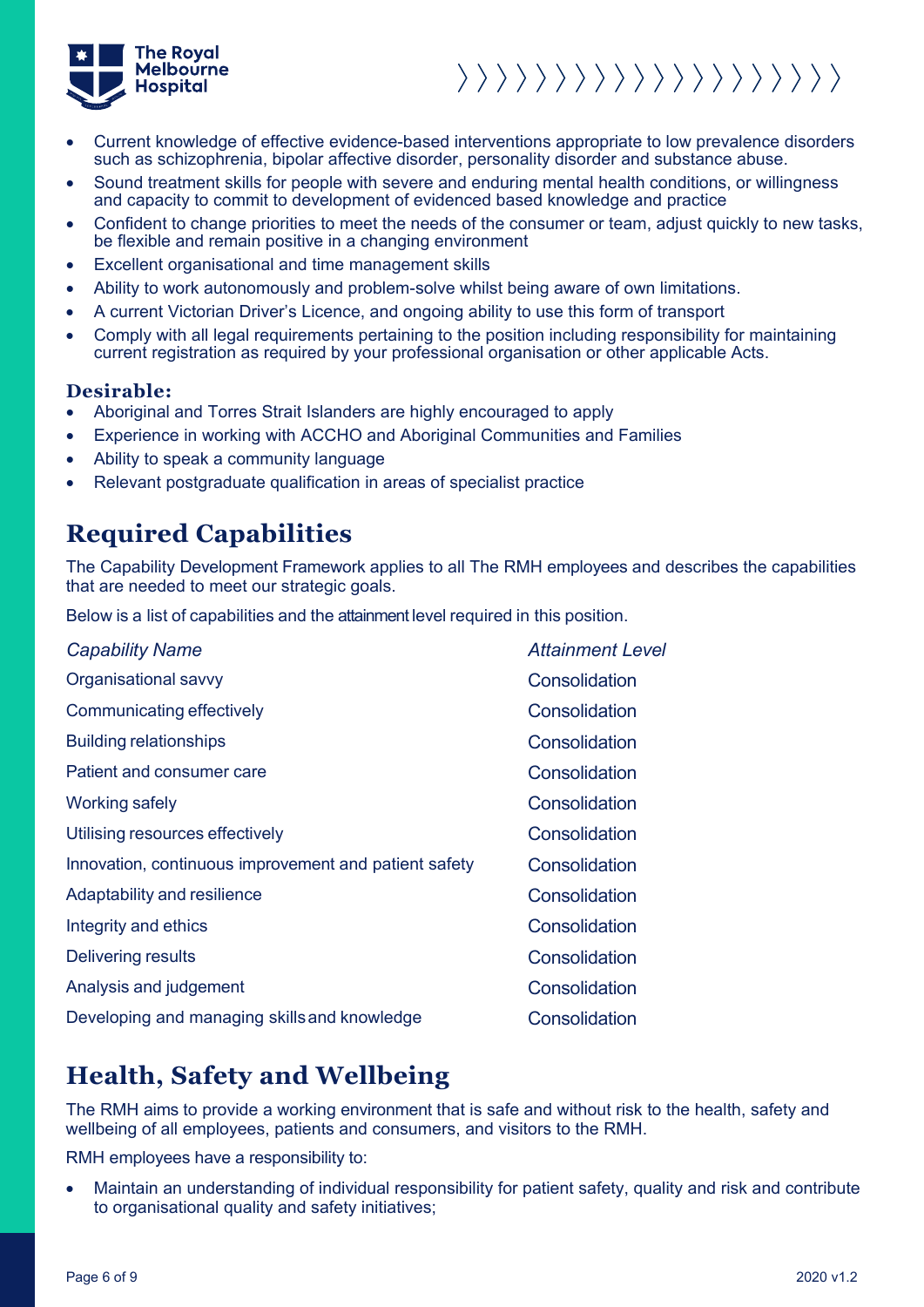- Current knowledge of effective evidence-based interventions appropriate to low prevalence disorders such as schizophrenia, bipolar affective disorder, personality disorder and substance abuse.
- Sound treatment skills for people with severe and enduring mental health conditions, or willingness and capacity to commit to development of evidenced based knowledge and practice
- Confident to change priorities to meet the needs of the consumer or team, adjust quickly to new tasks, be flexible and remain positive in a changing environment
- Excellent organisational and time management skills
- Ability to work autonomously and problem-solve whilst being aware of own limitations.
- A current Victorian Driver's Licence, and ongoing ability to use this form of transport
- Comply with all legal requirements pertaining to the position including responsibility for maintaining current registration as required by your professional organisation or other applicable Acts.

**Desirable:**

- Aboriginal and Torres Strait Islanders are highly encouraged to apply
- Experience in working with ACCHO and Aboriginal Communities and Families
- Ability to speak a community language
- Relevant postgraduate qualification in areas of specialist practice

## Required Capabilities

The Capability Development Framework applies to all The RMH employees and describes the capabilities that are needed to meet our strategic goals.

Below is a list of capabilities and the attainment level required in this position.

| *Capability Name* | *Attainment Level* |
|---|---|
| Organisational savvy | Consolidation |
| Communicating effectively | Consolidation |
| Building relationships | Consolidation |
| Patient and consumer care | Consolidation |
| Working safely | Consolidation |
| Utilising resources effectively | Consolidation |
| Innovation, continuous improvement and patient safety | Consolidation |
| Adaptability and resilience | Consolidation |
| Integrity and ethics | Consolidation |
| Delivering results | Consolidation |
| Analysis and judgement | Consolidation |
| Developing and managing skills and knowledge | Consolidation |

## Health, Safety and Wellbeing

The RMH aims to provide a working environment that is safe and without risk to the health, safety and wellbeing of all employees, patients and consumers, and visitors to the RMH.

RMH employees have a responsibility to:

- Maintain an understanding of individual responsibility for patient safety, quality and risk and contribute to organisational quality and safety initiatives;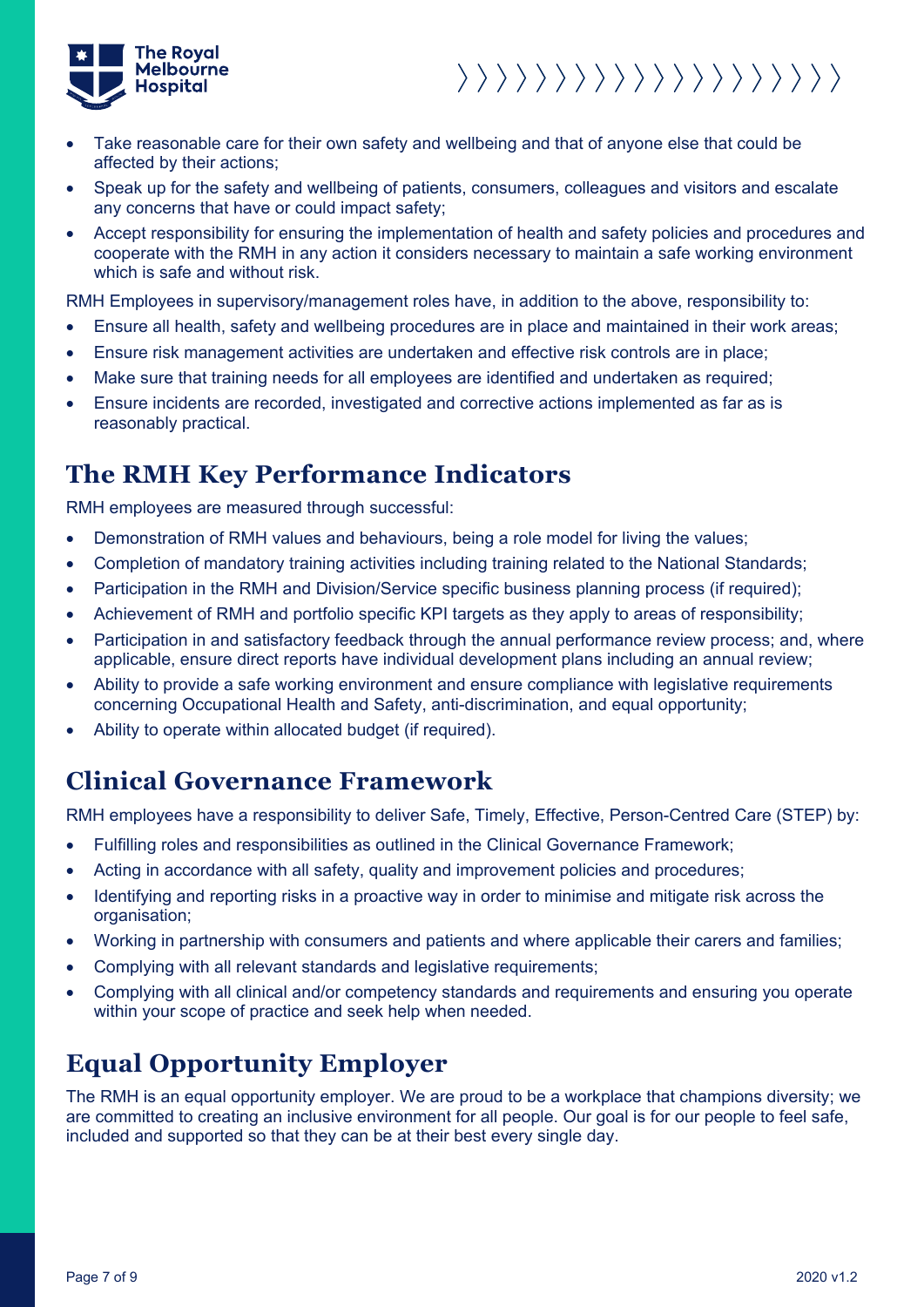- Take reasonable care for their own safety and wellbeing and that of anyone else that could be affected by their actions;
- Speak up for the safety and wellbeing of patients, consumers, colleagues and visitors and escalate any concerns that have or could impact safety;
- Accept responsibility for ensuring the implementation of health and safety policies and procedures and cooperate with the RMH in any action it considers necessary to maintain a safe working environment which is safe and without risk.

RMH Employees in supervisory/management roles have, in addition to the above, responsibility to:

- Ensure all health, safety and wellbeing procedures are in place and maintained in their work areas;
- Ensure risk management activities are undertaken and effective risk controls are in place;
- Make sure that training needs for all employees are identified and undertaken as required;
- Ensure incidents are recorded, investigated and corrective actions implemented as far as is reasonably practical.

## The RMH Key Performance Indicators

RMH employees are measured through successful:

- Demonstration of RMH values and behaviours, being a role model for living the values;
- Completion of mandatory training activities including training related to the National Standards;
- Participation in the RMH and Division/Service specific business planning process (if required);
- Achievement of RMH and portfolio specific KPI targets as they apply to areas of responsibility;
- Participation in and satisfactory feedback through the annual performance review process; and, where applicable, ensure direct reports have individual development plans including an annual review;
- Ability to provide a safe working environment and ensure compliance with legislative requirements concerning Occupational Health and Safety, anti-discrimination, and equal opportunity;
- Ability to operate within allocated budget (if required).

## Clinical Governance Framework

RMH employees have a responsibility to deliver Safe, Timely, Effective, Person-Centred Care (STEP) by:

- Fulfilling roles and responsibilities as outlined in the Clinical Governance Framework;
- Acting in accordance with all safety, quality and improvement policies and procedures;
- Identifying and reporting risks in a proactive way in order to minimise and mitigate risk across the organisation;
- Working in partnership with consumers and patients and where applicable their carers and families;
- Complying with all relevant standards and legislative requirements;
- Complying with all clinical and/or competency standards and requirements and ensuring you operate within your scope of practice and seek help when needed.

## Equal Opportunity Employer

The RMH is an equal opportunity employer. We are proud to be a workplace that champions diversity; we are committed to creating an inclusive environment for all people. Our goal is for our people to feel safe, included and supported so that they can be at their best every single day.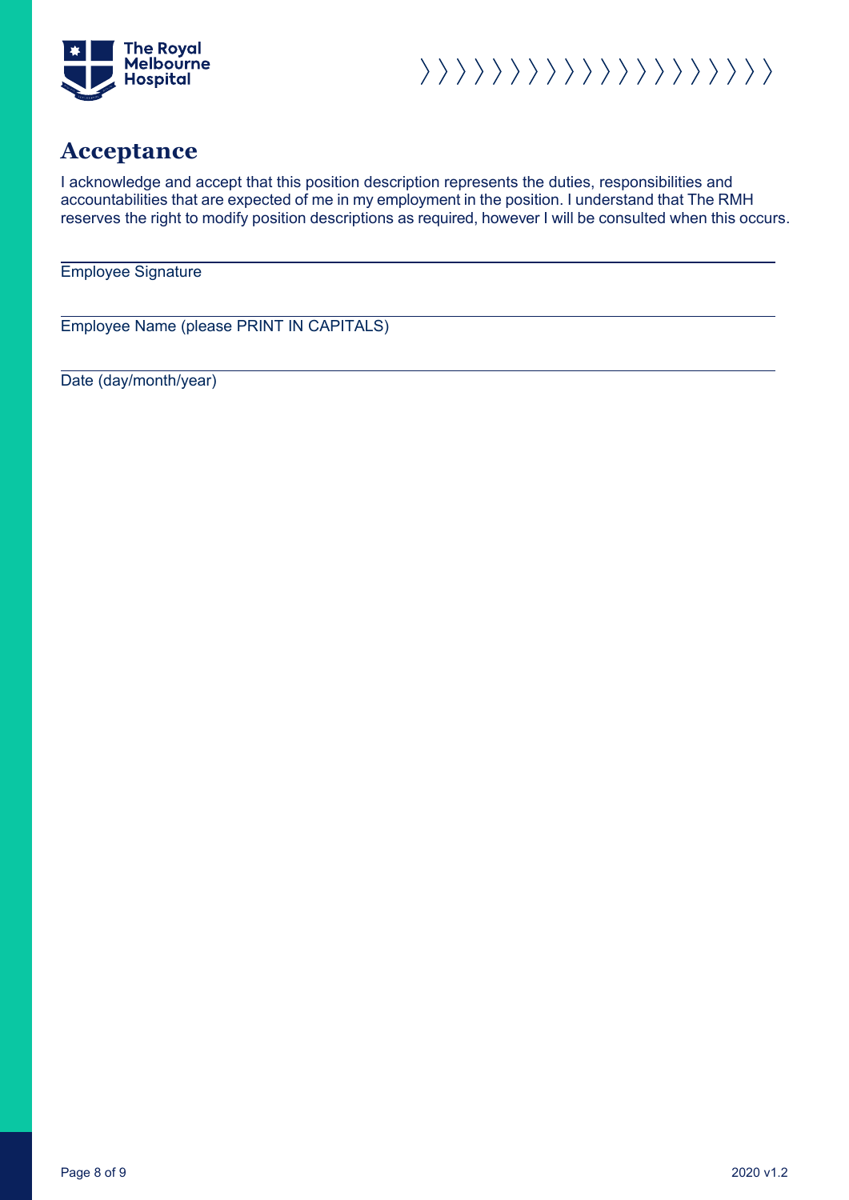# Acceptance

I acknowledge and accept that this position description represents the duties, responsibilities and accountabilities that are expected of me in my employment in the position. I understand that The RMH reserves the right to modify position descriptions as required, however I will be consulted when this occurs.

---

Employee Signature

---

Employee Name (please PRINT IN CAPITALS)

---

Date (day/month/year)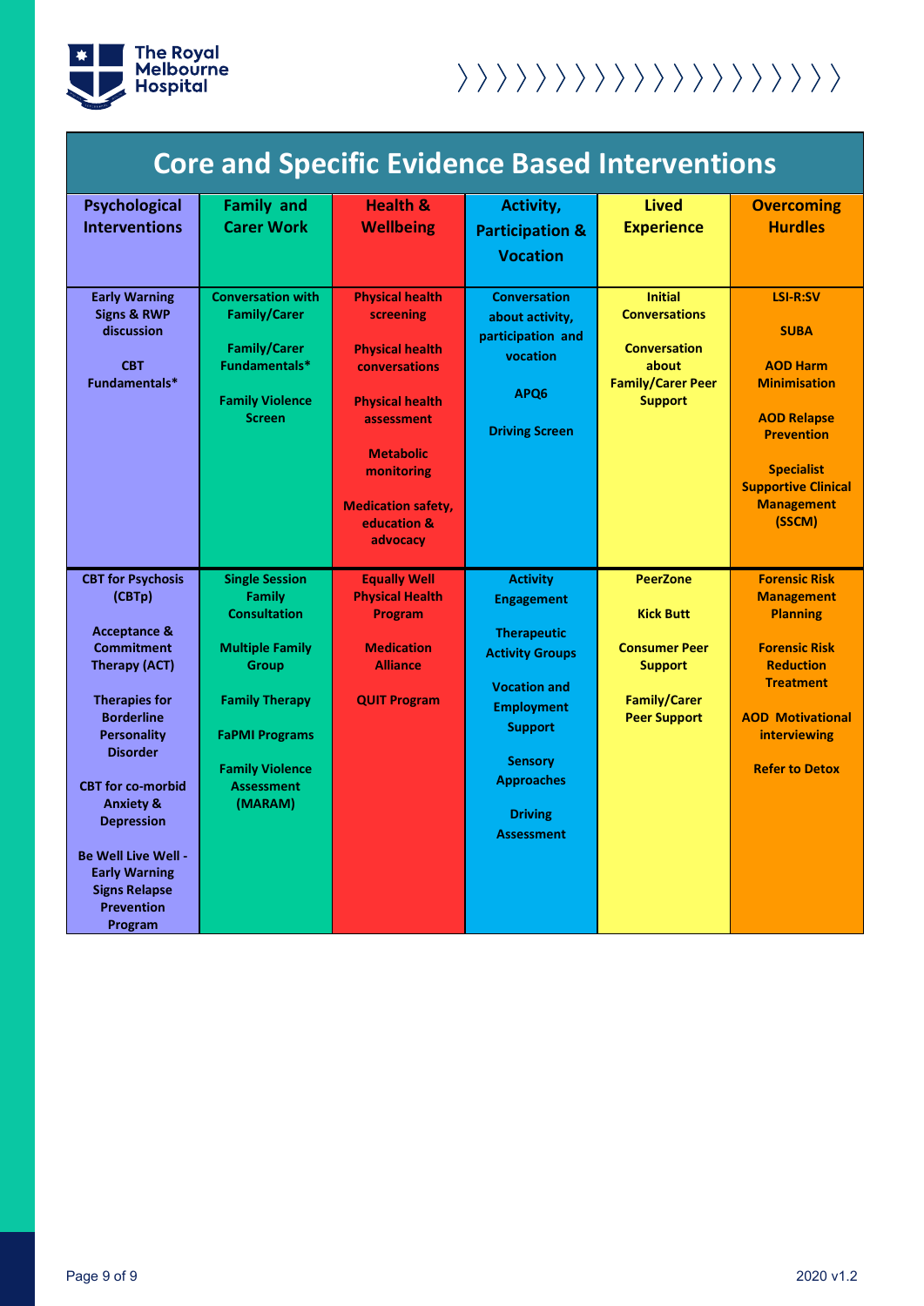# Core and Specific Evidence Based Interventions

| Psychological Interventions | Family and Carer Work | Health & Wellbeing | Activity, Participation & Vocation | Lived Experience | Overcoming Hurdles |
|---|---|---|---|---|---|
| **Early Warning Signs & RWP discussion**<br><br>**CBT Fundamentals*** | **Conversation with Family/Carer**<br><br>**Family/Carer Fundamentals***<br><br>**Family Violence Screen** | **Physical health screening**<br><br>**Physical health conversations**<br><br>**Physical health assessment**<br><br>**Metabolic monitoring**<br><br>**Medication safety, education & advocacy** | **Conversation about activity, participation and vocation**<br><br>**APQ6**<br><br>**Driving Screen** | **Initial Conversations**<br><br>**Conversation about Family/Carer Peer Support** | **LSI-R:SV**<br><br>**SUBA**<br><br>**AOD Harm Minimisation**<br><br>**AOD Relapse Prevention**<br><br>**Specialist Supportive Clinical Management (SSCM)** |
| **CBT for Psychosis (CBTp)**<br><br>**Acceptance & Commitment Therapy (ACT)**<br><br>**Therapies for Borderline Personality Disorder**<br><br>**CBT for co-morbid Anxiety & Depression**<br><br>**Be Well Live Well - Early Warning Signs Relapse Prevention Program** | **Single Session Family Consultation**<br><br>**Multiple Family Group**<br><br>**Family Therapy**<br><br>**FaPMI Programs**<br><br>**Family Violence Assessment (MARAM)** | **Equally Well Physical Health Program**<br><br>**Medication Alliance**<br><br>**QUIT Program** | **Activity Engagement**<br><br>**Therapeutic Activity Groups**<br><br>**Vocation and Employment Support**<br><br>**Sensory Approaches**<br><br>**Driving Assessment** | **PeerZone**<br><br>**Kick Butt**<br><br>**Consumer Peer Support**<br><br>**Family/Carer Peer Support** | **Forensic Risk Management Planning**<br><br>**Forensic Risk Reduction Treatment**<br><br>**AOD Motivational interviewing**<br><br>**Refer to Detox** |